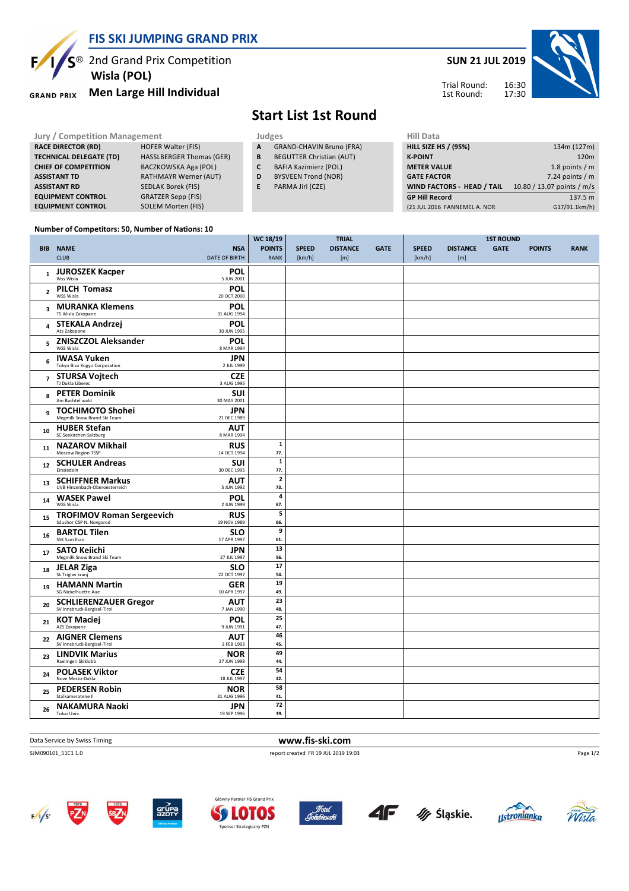# FIS SKI JUMPING GRAND PRIX

2nd Grand Prix Competition
**Wisla (POL)**
**Men Large Hill Individual**

**SUN 21 JUL 2019**

Trial Round: 16:30
1st Round: 17:30

## Start List 1st Round

| Jury / Competition Management | |
|---|---|
| **RACE DIRECTOR (RD)** | HOFER Walter (FIS) |
| **TECHNICAL DELEGATE (TD)** | HASSLBERGER Thomas (GER) |
| **CHIEF OF COMPETITION** | BACZKOWSKA Aga (POL) |
| **ASSISTANT TD** | RATHMAYR Werner (AUT) |
| **ASSISTANT RD** | SEDLAK Borek (FIS) |
| **EQUIPMENT CONTROL** | GRATZER Sepp (FIS) |
| **EQUIPMENT CONTROL** | SOLEM Morten (FIS) |

| Judges | |
|---|---|
| **A** | GRAND-CHAVIN Bruno (FRA) |
| **B** | BEGUTTER Christian (AUT) |
| **C** | BAFIA Kazimierz (POL) |
| **D** | BYSVEEN Trond (NOR) |
| **E** | PARMA Jiri (CZE) |

| Hill Data | |
|---|---|
| **HILL SIZE HS / (95%)** | 134m (127m) |
| **K-POINT** | 120m |
| **METER VALUE** | 1.8 points / m |
| **GATE FACTOR** | 7.24 points / m |
| **WIND FACTORS - HEAD / TAIL** | 10.80 / 13.07 points / m/s |
| **GP Hill Record** | 137.5 m |
| (21 JUL 2016 FANNEMEL A. NOR | G17/91.1km/h) |

Number of Competitors: 50, Number of Nations: 10

| BIB | NAME / CLUB | NSA / DATE OF BIRTH | WC 18/19 POINTS / RANK | TRIAL SPEED [km/h] | TRIAL DISTANCE [m] | TRIAL GATE | 1ST ROUND SPEED [km/h] | 1ST ROUND DISTANCE [m] | 1ST ROUND GATE | 1ST ROUND POINTS | 1ST ROUND RANK |
|---|---|---|---|---|---|---|---|---|---|---|---|
| 1 | **JUROSZEK Kacper** Wss Wisla | **POL** 5 JUN 2001 | | | | | | | | | |
| 2 | **PILCH Tomasz** WSS Wisla | **POL** 20 OCT 2000 | | | | | | | | | |
| 3 | **MURANKA Klemens** TS Wisla Zakopane | **POL** 31 AUG 1994 | | | | | | | | | |
| 4 | **STEKALA Andrzej** Azs Zakopane | **POL** 30 JUN 1995 | | | | | | | | | |
| 5 | **ZNISZCZOL Aleksander** WSS Wisla | **POL** 8 MAR 1994 | | | | | | | | | |
| 6 | **IWASA Yuken** Tokyo Biso Kogyo Corporation | **JPN** 2 JUL 1999 | | | | | | | | | |
| 7 | **STURSA Vojtech** TJ Dukla Liberec | **CZE** 3 AUG 1995 | | | | | | | | | |
| 8 | **PETER Dominik** Am Bachtel wald | **SUI** 30 MAY 2001 | | | | | | | | | |
| 9 | **TOCHIMOTO Shohei** Megmilk Snow Brand Ski Team | **JPN** 21 DEC 1989 | | | | | | | | | |
| 10 | **HUBER Stefan** SC Seekirchen-Salzburg | **AUT** 8 MAR 1994 | | | | | | | | | |
| 11 | **NAZAROV Mikhail** Moscow Region TSSP | **RUS** 14 OCT 1994 | 1 / 77. | | | | | | | | |
| 12 | **SCHULER Andreas** Einsiedeln | **SUI** 30 DEC 1995 | 1 / 77. | | | | | | | | |
| 13 | **SCHIFFNER Markus** UVB Hinzenbach-Oberoesterreich | **AUT** 5 JUN 1992 | 2 / 73. | | | | | | | | |
| 14 | **WASEK Pawel** WSS Wisla | **POL** 2 JUN 1999 | 4 / 67. | | | | | | | | |
| 15 | **TROFIMOV Roman Sergeevich** Sdushor CSP N. Novgorod | **RUS** 19 NOV 1989 | 5 / 66. | | | | | | | | |
| 16 | **BARTOL Tilen** SSK Sam Ihan | **SLO** 17 APR 1997 | 9 / 61. | | | | | | | | |
| 17 | **SATO Keiichi** Megmilk Snow Brand Ski Team | **JPN** 27 JUL 1997 | 13 / 56. | | | | | | | | |
| 18 | **JELAR Ziga** Sk Triglav kranj | **SLO** 22 OCT 1997 | 17 / 54. | | | | | | | | |
| 19 | **HAMANN Martin** SG Nickelhuette Aue | **GER** 10 APR 1997 | 19 / 49. | | | | | | | | |
| 20 | **SCHLIERENZAUER Gregor** SV Innsbruck-Bergisel-Tirol | **AUT** 7 JAN 1990 | 23 / 48. | | | | | | | | |
| 21 | **KOT Maciej** AZS Zakopane | **POL** 9 JUN 1991 | 25 / 47. | | | | | | | | |
| 22 | **AIGNER Clemens** SV Innsbruck-Bergisel-Tirol | **AUT** 2 FEB 1993 | 46 / 45. | | | | | | | | |
| 23 | **LINDVIK Marius** Raelingen Skiklubb | **NOR** 27 JUN 1998 | 49 / 44. | | | | | | | | |
| 24 | **POLASEK Viktor** Nove Mesto-Dukla | **CZE** 18 JUL 1997 | 54 / 42. | | | | | | | | |
| 25 | **PEDERSEN Robin** Stalkameratene Il | **NOR** 31 AUG 1996 | 58 / 41. | | | | | | | | |
| 26 | **NAKAMURA Naoki** Tokai Univ. | **JPN** 19 SEP 1996 | 72 / 39. | | | | | | | | |

Data Service by Swiss Timing — www.fis-ski.com

SJM090101_51C1 1.0 — report created FR 19 JUL 2019 19:03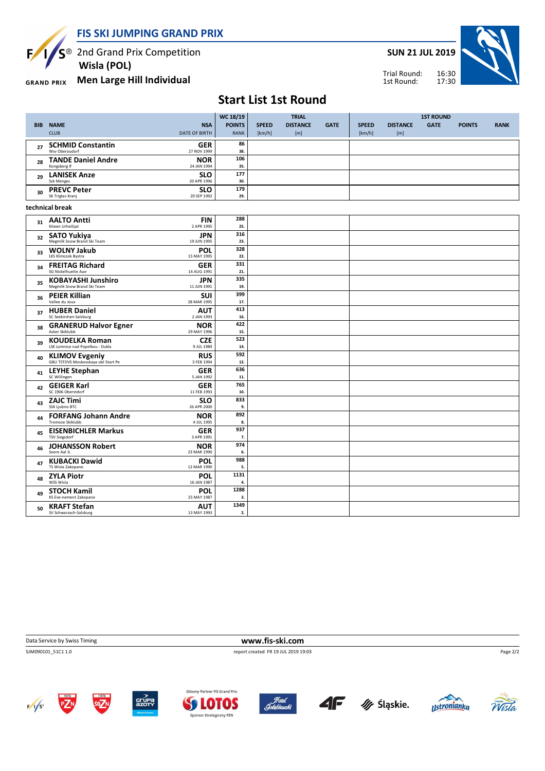# FIS SKI JUMPING GRAND PRIX

2nd Grand Prix Competition
**Wisla (POL)**
**Men Large Hill Individual**

**SUN 21 JUL 2019**

Trial Round: 16:30
1st Round: 17:30

## Start List 1st Round

| BIB | NAME / CLUB | NSA / DATE OF BIRTH | WC 18/19 POINTS / RANK | TRIAL SPEED [km/h] | TRIAL DISTANCE [m] | TRIAL GATE | 1ST ROUND SPEED [km/h] | 1ST ROUND DISTANCE [m] | 1ST ROUND GATE | 1ST ROUND POINTS | 1ST ROUND RANK |
|---|---|---|---|---|---|---|---|---|---|---|---|
| 27 | **SCHMID Constantin** Wsv Oberaudorf | **GER** 27 NOV 1999 | 86 38. | | | | | | | | |
| 28 | **TANDE Daniel Andre** Kongsberg If | **NOR** 24 JAN 1994 | 106 35. | | | | | | | | |
| 29 | **LANISEK Anze** Ssk Menges | **SLO** 20 APR 1996 | 177 30. | | | | | | | | |
| 30 | **PREVC Peter** SK Triglav Kranj | **SLO** 20 SEP 1992 | 179 29. | | | | | | | | |
| | **technical break** | | | | | | | | | | |
| 31 | **AALTO Antti** Kiteen Urheilijat | **FIN** 2 APR 1995 | 288 25. | | | | | | | | |
| 32 | **SATO Yukiya** Megmilk Snow Brand Ski Team | **JPN** 19 JUN 1995 | 316 23. | | | | | | | | |
| 33 | **WOLNY Jakub** LKS Klimczok Bystra | **POL** 15 MAY 1995 | 328 22. | | | | | | | | |
| 34 | **FREITAG Richard** SG Nickelhuette Aue | **GER** 14 AUG 1991 | 331 21. | | | | | | | | |
| 35 | **KOBAYASHI Junshiro** Megmilk Snow Brand Ski Team | **JPN** 11 JUN 1991 | 335 19. | | | | | | | | |
| 36 | **PEIER Killian** Vallee du Joux | **SUI** 28 MAR 1995 | 399 17. | | | | | | | | |
| 37 | **HUBER Daniel** SC Seekirchen-Salzburg | **AUT** 2 JAN 1993 | 413 16. | | | | | | | | |
| 38 | **GRANERUD Halvor Egner** Asker Skiklubb | **NOR** 29 MAY 1996 | 422 15. | | | | | | | | |
| 39 | **KOUDELKA Roman** LSK Lomnice nad Popelkou - Dukla | **CZE** 9 JUL 1989 | 523 14. | | | | | | | | |
| 40 | **KLIMOV Evgeniy** GBU TSTOVS Moskovskaya obl Start Pe | **RUS** 3 FEB 1994 | 592 12. | | | | | | | | |
| 41 | **LEYHE Stephan** SC Willingen | **GER** 5 JAN 1992 | 636 11. | | | | | | | | |
| 42 | **GEIGER Karl** SC 1906 Oberstdorf | **GER** 11 FEB 1993 | 765 10. | | | | | | | | |
| 43 | **ZAJC Timi** SSK Ljubno BTC | **SLO** 26 APR 2000 | 833 9. | | | | | | | | |
| 44 | **FORFANG Johann Andre** Tromsoe Skiklubb | **NOR** 4 JUL 1995 | 892 8. | | | | | | | | |
| 45 | **EISENBICHLER Markus** TSV Siegsdorf | **GER** 3 APR 1991 | 937 7. | | | | | | | | |
| 46 | **JOHANSSON Robert** Soere Aal IL | **NOR** 23 MAR 1990 | 974 6. | | | | | | | | |
| 47 | **KUBACKI Dawid** TS Wisla Zakopane | **POL** 12 MAR 1990 | 988 5. | | | | | | | | |
| 48 | **ZYLA Piotr** WSS Wisla | **POL** 16 JAN 1987 | 1131 4. | | | | | | | | |
| 49 | **STOCH Kamil** KS Eve-nement Zakopane | **POL** 25 MAY 1987 | 1288 3. | | | | | | | | |
| 50 | **KRAFT Stefan** SV Schwarzach-Salzburg | **AUT** 13 MAY 1993 | 1349 2. | | | | | | | | |

Data Service by Swiss Timing

**www.fis-ski.com**

SJM090101_51C1 1.0

report created FR 19 JUL 2019 19:03

Główny Partner FIS Grand Prix

Sponsor Strategiczny PZN